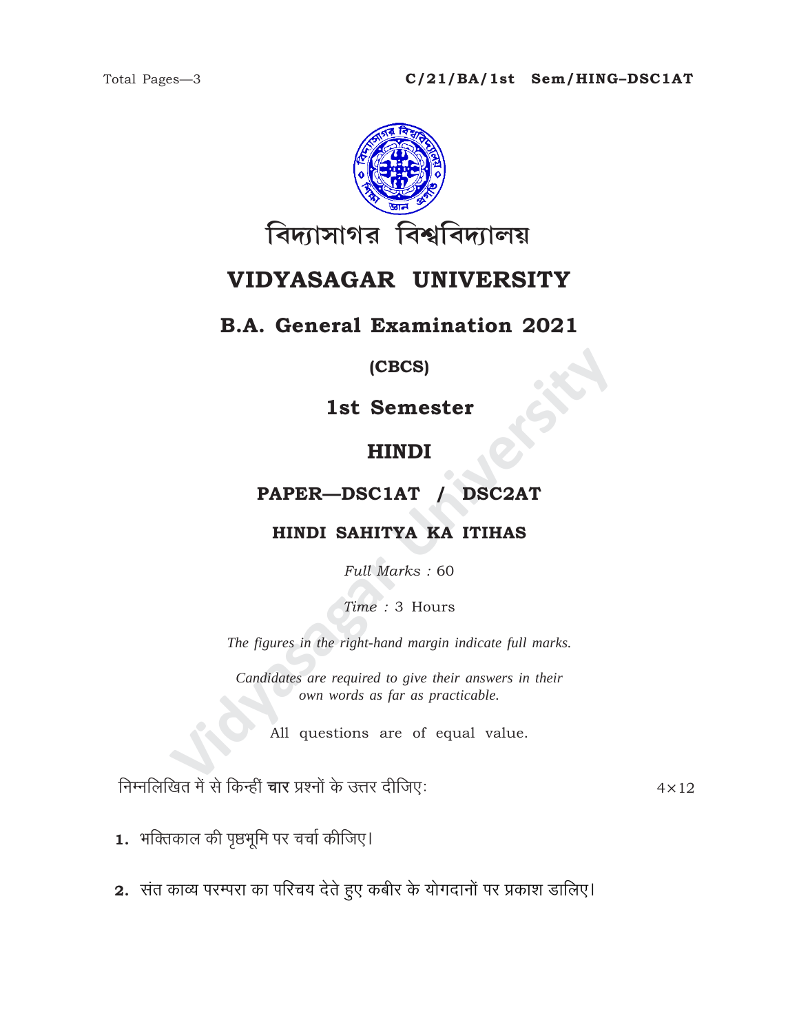# বিদ্যাসাগর বিশ্ববিদ্যালয়

# VIDYASAGAR UNIVERSITY

## B.A. General Examination 2021

**(CBCS)**

## 1st Semester

## HINDI

### PAPER—DSC1AT / DSC2AT

### HINDI SAHITYA KA ITIHAS

*Full Marks :* 60

*Time :* 3 Hours

*The figures in the right-hand margin indicate full marks.*

*Candidates are required to give their answers in their own words as far as practicable.*

All questions are of equal value.

निम्नलिखित में से किन्हीं **चार** प्रश्नों के उत्तर दीजिए: $4 \times 12$

**1.** भक्तिकाल की पृष्ठभूमि पर चर्चा कीजिए।

**2.** संत काव्य परम्परा का परिचय देते हुए कबीर के योगदानों पर प्रकाश डालिए।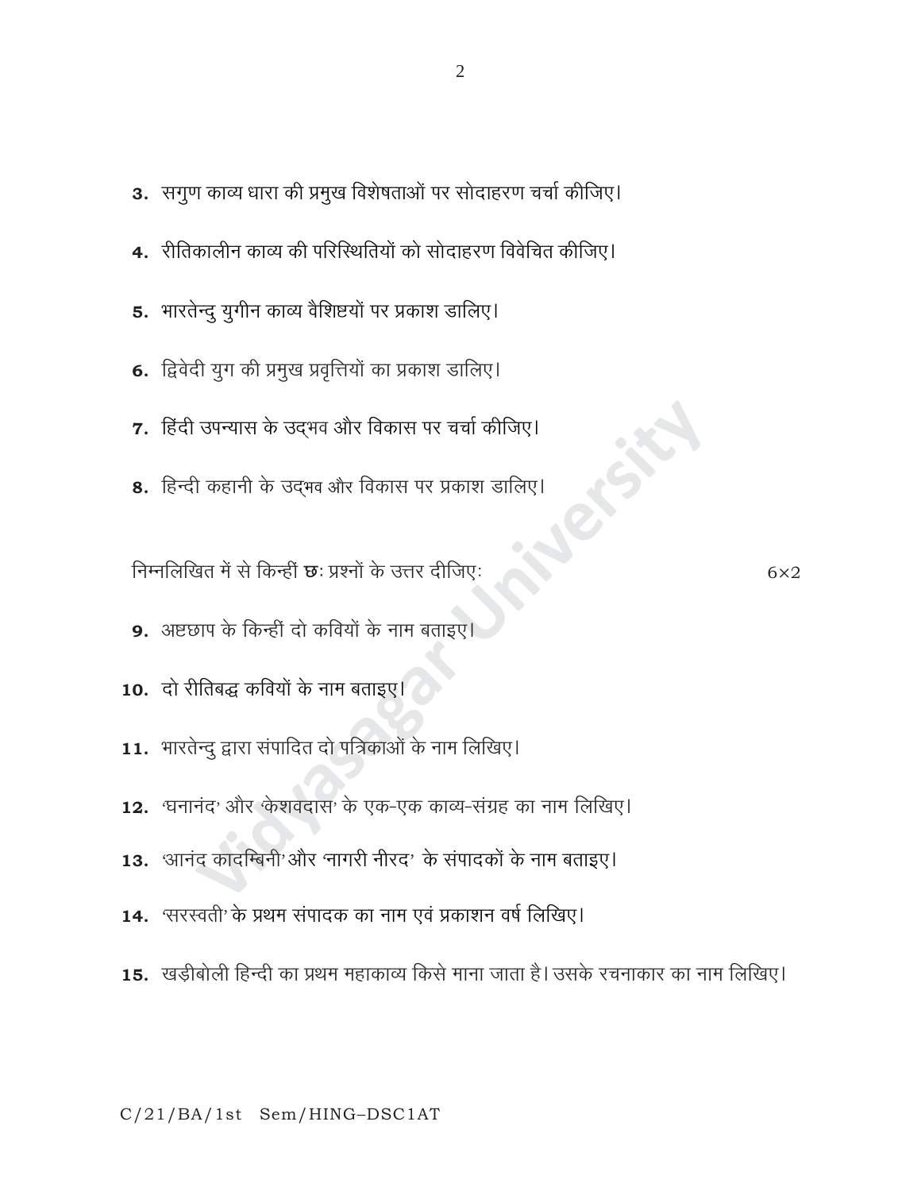**3.** सगुण काव्य धारा की प्रमुख विशेषताओं पर सोदाहरण चर्चा कीजिए।

**4.** रीतिकालीन काव्य की परिस्थितियों को सोदाहरण विवेचित कीजिए।

**5.** भारतेन्दु युगीन काव्य वैशिष्टयों पर प्रकाश डालिए।

**6.** द्विवेदी युग की प्रमुख प्रवृत्तियों का प्रकाश डालिए।

**7.** हिंदी उपन्यास के उद्‌भव और विकास पर चर्चा कीजिए।

**8.** हिन्दी कहानी के उद्‌भव और विकास पर प्रकाश डालिए।

निम्नलिखित में से किन्हीं **छः** प्रश्नों के उत्तर दीजिएः 6×2

**9.** अष्टछाप के किन्हीं दो कवियों के नाम बताइए।

**10.** दो रीतिबद्ध कवियों के नाम बताइए।

**11.** भारतेन्दु द्वारा संपादित दो पत्रिकाओं के नाम लिखिए।

**12.** 'घनानंद' और 'केशवदास' के एक-एक काव्य-संग्रह का नाम लिखिए।

**13.** 'आनंद कादम्बिनी' और 'नागरी नीरद' के संपादकों के नाम बताइए।

**14.** 'सरस्वती' के प्रथम संपादक का नाम एवं प्रकाशन वर्ष लिखिए।

**15.** खड़ीबोली हिन्दी का प्रथम महाकाव्य किसे माना जाता है। उसके रचनाकार का नाम लिखिए।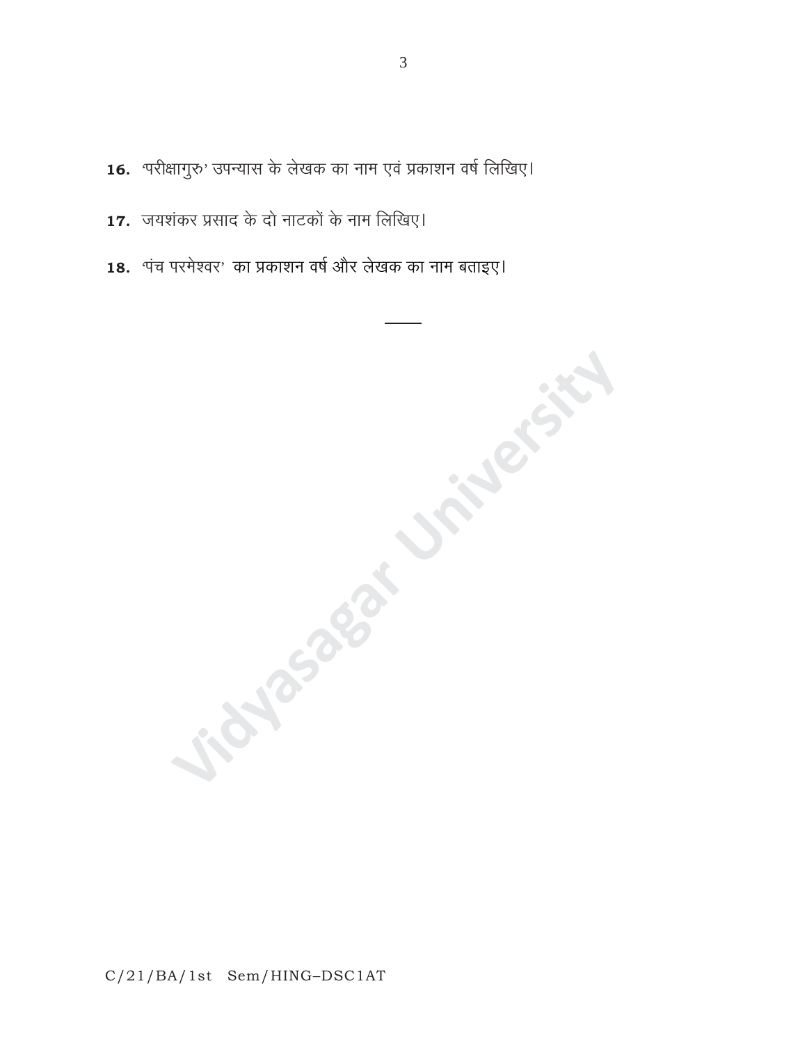**16.** 'परीक्षागुरु' उपन्यास के लेखक का नाम एवं प्रकाशन वर्ष लिखिए।

**17.** जयशंकर प्रसाद के दो नाटकों के नाम लिखिए।

**18.** 'पंच परमेश्वर' का प्रकाशन वर्ष और लेखक का नाम बताइए।

C/21/BA/1st Sem/HING–DSC1AT